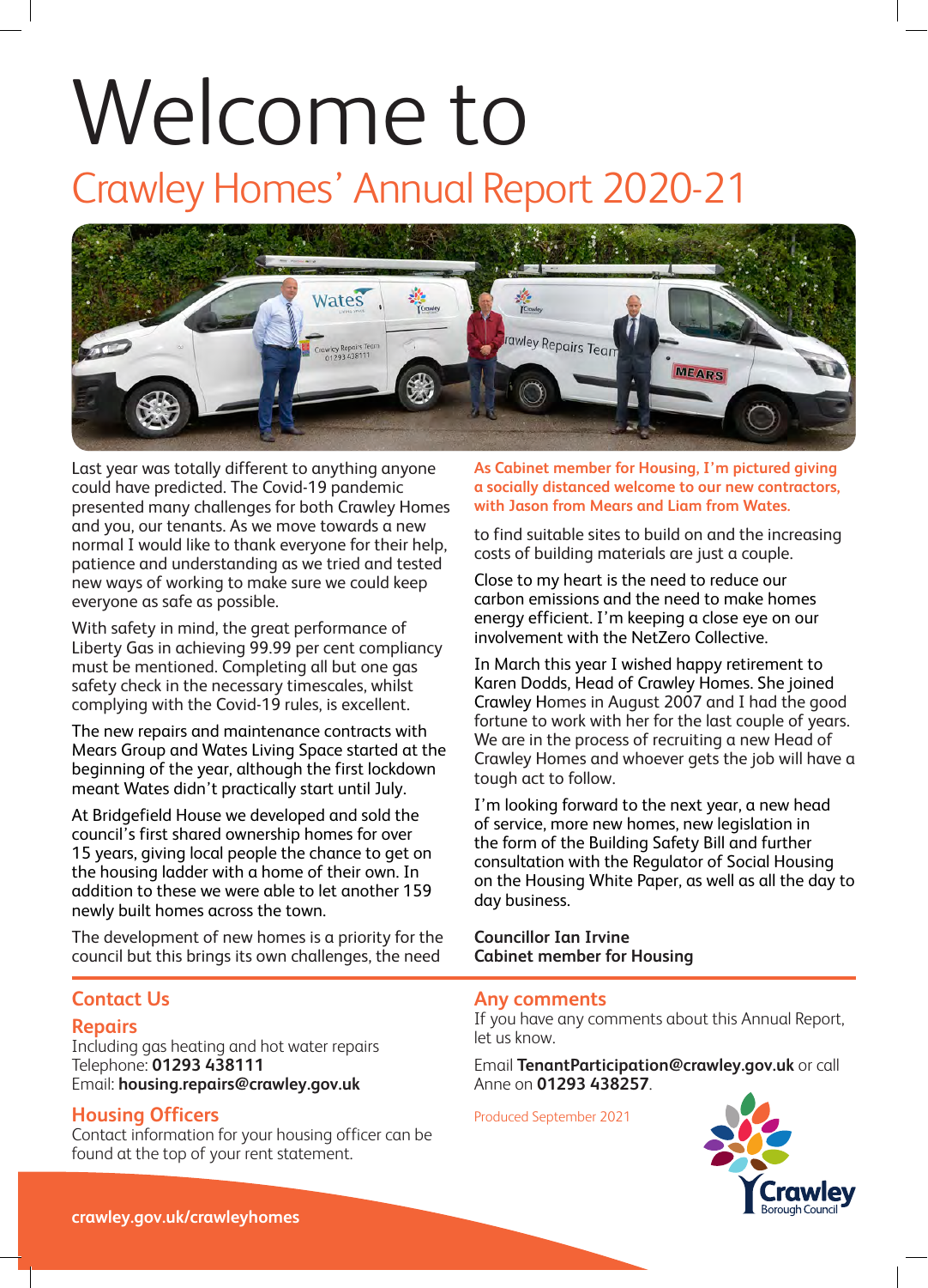# Welcome to

## Crawley Homes' Annual Report 2020-21

Last year was totally different to anything anyone could have predicted. The Covid-19 pandemic presented many challenges for both Crawley Homes and you, our tenants. As we move towards a new normal I would like to thank everyone for their help, patience and understanding as we tried and tested new ways of working to make sure we could keep everyone as safe as possible.

With safety in mind, the great performance of Liberty Gas in achieving 99.99 per cent compliancy must be mentioned. Completing all but one gas safety check in the necessary timescales, whilst complying with the Covid-19 rules, is excellent.

The new repairs and maintenance contracts with Mears Group and Wates Living Space started at the beginning of the year, although the first lockdown meant Wates didn't practically start until July.

At Bridgefield House we developed and sold the council's first shared ownership homes for over 15 years, giving local people the chance to get on the housing ladder with a home of their own. In addition to these we were able to let another 159 newly built homes across the town.

The development of new homes is a priority for the council but this brings its own challenges, the need to find suitable sites to build on and the increasing costs of building materials are just a couple.

**As Cabinet member for Housing, I'm pictured giving a socially distanced welcome to our new contractors, with Jason from Mears and Liam from Wates.**

Close to my heart is the need to reduce our carbon emissions and the need to make homes energy efficient. I'm keeping a close eye on our involvement with the NetZero Collective.

In March this year I wished happy retirement to Karen Dodds, Head of Crawley Homes. She joined Crawley Homes in August 2007 and I had the good fortune to work with her for the last couple of years. We are in the process of recruiting a new Head of Crawley Homes and whoever gets the job will have a tough act to follow.

I'm looking forward to the next year, a new head of service, more new homes, new legislation in the form of the Building Safety Bill and further consultation with the Regulator of Social Housing on the Housing White Paper, as well as all the day to day business.

**Councillor Ian Irvine**
**Cabinet member for Housing**

## Contact Us

### Repairs

Including gas heating and hot water repairs
Telephone: **01293 438111**
Email: **housing.repairs@crawley.gov.uk**

### Housing Officers

Contact information for your housing officer can be found at the top of your rent statement.

## Any comments

If you have any comments about this Annual Report, let us know.

Email **TenantParticipation@crawley.gov.uk** or call Anne on **01293 438257**.

Produced September 2021

Crawley Borough Council

**crawley.gov.uk/crawleyhomes**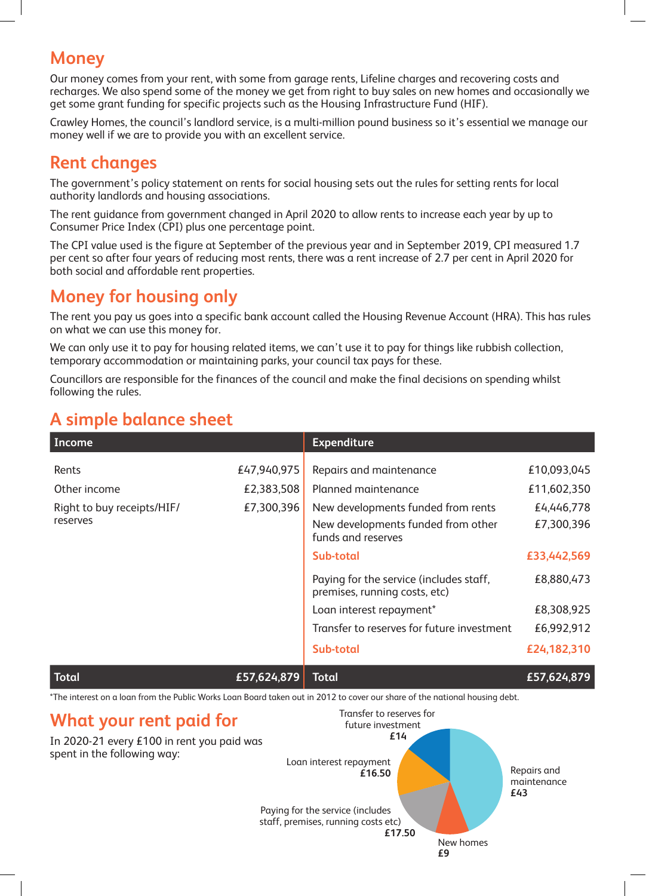## Money

Our money comes from your rent, with some from garage rents, Lifeline charges and recovering costs and recharges. We also spend some of the money we get from right to buy sales on new homes and occasionally we get some grant funding for specific projects such as the Housing Infrastructure Fund (HIF).

Crawley Homes, the council's landlord service, is a multi-million pound business so it's essential we manage our money well if we are to provide you with an excellent service.

## Rent changes

The government's policy statement on rents for social housing sets out the rules for setting rents for local authority landlords and housing associations.

The rent guidance from government changed in April 2020 to allow rents to increase each year by up to Consumer Price Index (CPI) plus one percentage point.

The CPI value used is the figure at September of the previous year and in September 2019, CPI measured 1.7 per cent so after four years of reducing most rents, there was a rent increase of 2.7 per cent in April 2020 for both social and affordable rent properties.

## Money for housing only

The rent you pay us goes into a specific bank account called the Housing Revenue Account (HRA). This has rules on what we can use this money for.

We can only use it to pay for housing related items, we can't use it to pay for things like rubbish collection, temporary accommodation or maintaining parks, your council tax pays for these.

Councillors are responsible for the finances of the council and make the final decisions on spending whilst following the rules.

## A simple balance sheet

| Income | | Expenditure | |
|---|---|---|---|
| Rents | £47,940,975 | Repairs and maintenance | £10,093,045 |
| Other income | £2,383,508 | Planned maintenance | £11,602,350 |
| Right to buy receipts/HIF/ reserves | £7,300,396 | New developments funded from rents | £4,446,778 |
| | | New developments funded from other funds and reserves | £7,300,396 |
| | | **Sub-total** | **£33,442,569** |
| | | Paying for the service (includes staff, premises, running costs, etc) | £8,880,473 |
| | | Loan interest repayment* | £8,308,925 |
| | | Transfer to reserves for future investment | £6,992,912 |
| | | **Sub-total** | **£24,182,310** |
| **Total** | **£57,624,879** | **Total** | **£57,624,879** |

*The interest on a loan from the Public Works Loan Board taken out in 2012 to cover our share of the national housing debt.

## What your rent paid for

In 2020-21 every £100 in rent you paid was spent in the following way:

- Repairs and maintenance **£43**
- New homes **£9**
- Paying for the service (includes staff, premises, running costs etc) **£17.50**
- Loan interest repayment **£16.50**
- Transfer to reserves for future investment **£14**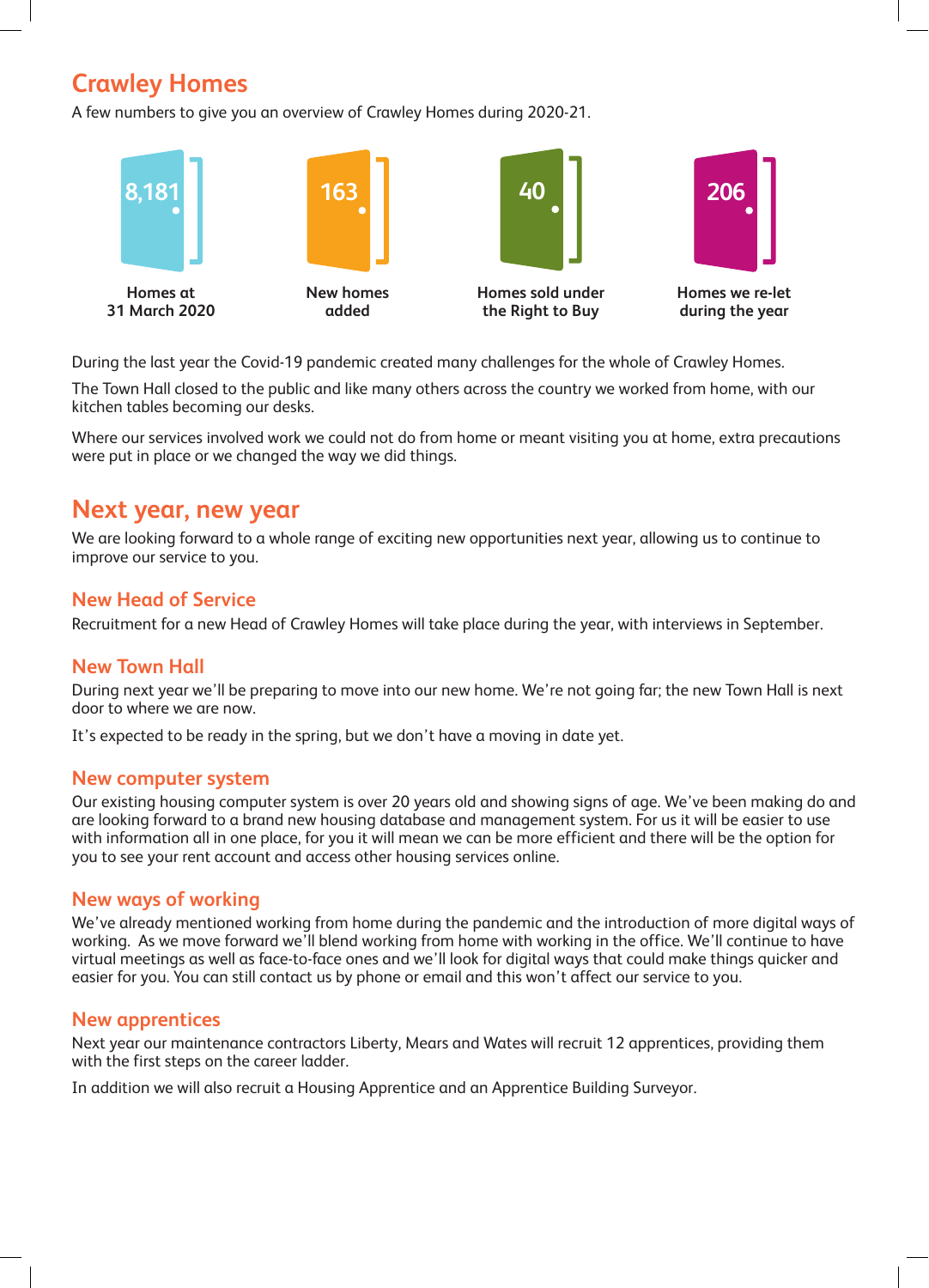# Crawley Homes

A few numbers to give you an overview of Crawley Homes during 2020-21.

| 8,181 | 163 | 40 | 206 |
| --- | --- | --- | --- |
| Homes at 31 March 2020 | New homes added | Homes sold under the Right to Buy | Homes we re-let during the year |

During the last year the Covid-19 pandemic created many challenges for the whole of Crawley Homes.

The Town Hall closed to the public and like many others across the country we worked from home, with our kitchen tables becoming our desks.

Where our services involved work we could not do from home or meant visiting you at home, extra precautions were put in place or we changed the way we did things.

# Next year, new year

We are looking forward to a whole range of exciting new opportunities next year, allowing us to continue to improve our service to you.

## New Head of Service

Recruitment for a new Head of Crawley Homes will take place during the year, with interviews in September.

## New Town Hall

During next year we'll be preparing to move into our new home. We're not going far; the new Town Hall is next door to where we are now.

It's expected to be ready in the spring, but we don't have a moving in date yet.

## New computer system

Our existing housing computer system is over 20 years old and showing signs of age. We've been making do and are looking forward to a brand new housing database and management system. For us it will be easier to use with information all in one place, for you it will mean we can be more efficient and there will be the option for you to see your rent account and access other housing services online.

## New ways of working

We've already mentioned working from home during the pandemic and the introduction of more digital ways of working. As we move forward we'll blend working from home with working in the office. We'll continue to have virtual meetings as well as face-to-face ones and we'll look for digital ways that could make things quicker and easier for you. You can still contact us by phone or email and this won't affect our service to you.

## New apprentices

Next year our maintenance contractors Liberty, Mears and Wates will recruit 12 apprentices, providing them with the first steps on the career ladder.

In addition we will also recruit a Housing Apprentice and an Apprentice Building Surveyor.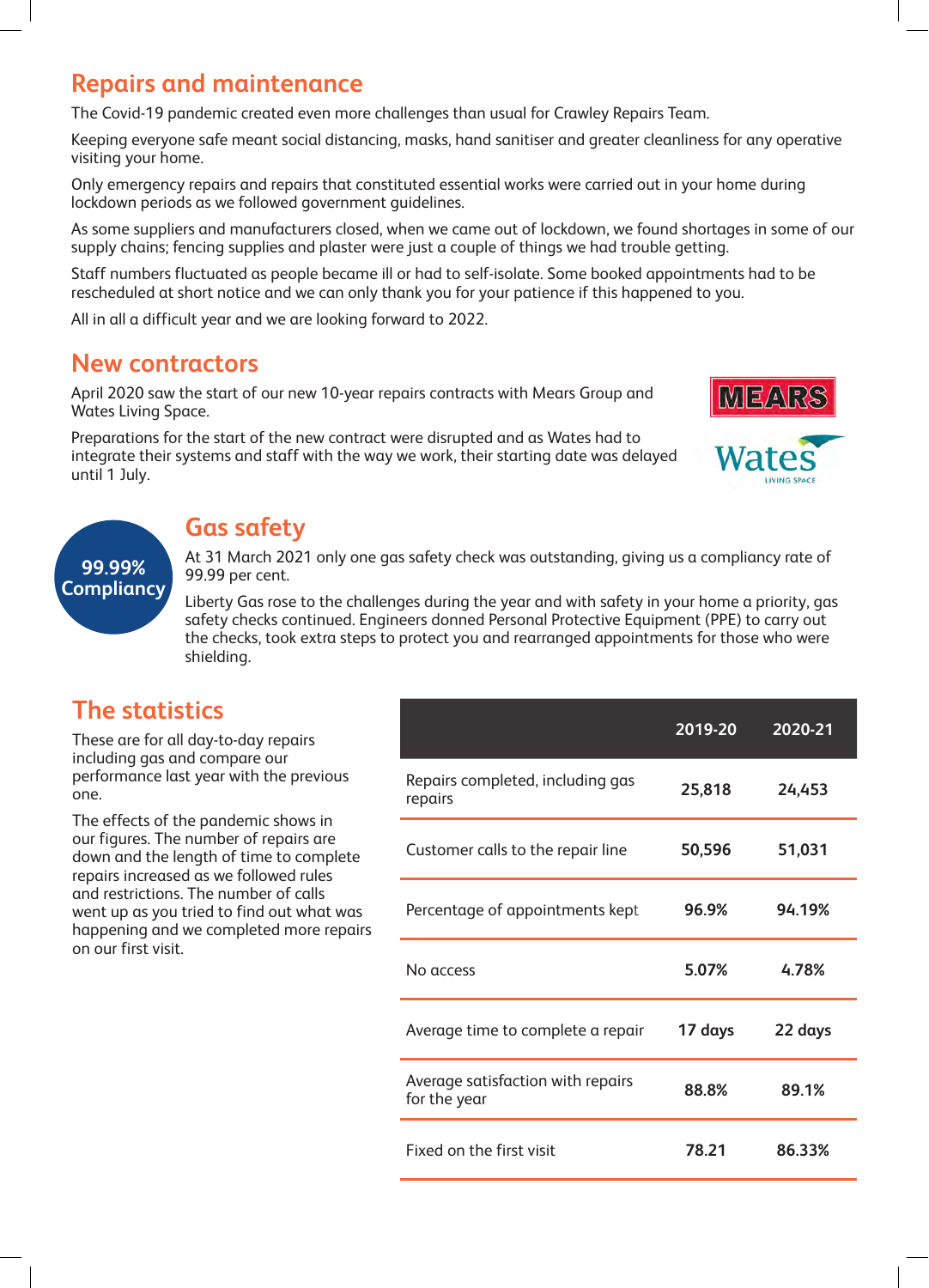## Repairs and maintenance

The Covid-19 pandemic created even more challenges than usual for Crawley Repairs Team.

Keeping everyone safe meant social distancing, masks, hand sanitiser and greater cleanliness for any operative visiting your home.

Only emergency repairs and repairs that constituted essential works were carried out in your home during lockdown periods as we followed government guidelines.

As some suppliers and manufacturers closed, when we came out of lockdown, we found shortages in some of our supply chains; fencing supplies and plaster were just a couple of things we had trouble getting.

Staff numbers fluctuated as people became ill or had to self-isolate. Some booked appointments had to be rescheduled at short notice and we can only thank you for your patience if this happened to you.

All in all a difficult year and we are looking forward to 2022.

## New contractors

April 2020 saw the start of our new 10-year repairs contracts with Mears Group and Wates Living Space.

Preparations for the start of the new contract were disrupted and as Wates had to integrate their systems and staff with the way we work, their starting date was delayed until 1 July.

MEARS

Wates LIVING SPACE

## Gas safety

**99.99% Compliancy**

At 31 March 2021 only one gas safety check was outstanding, giving us a compliancy rate of 99.99 per cent.

Liberty Gas rose to the challenges during the year and with safety in your home a priority, gas safety checks continued. Engineers donned Personal Protective Equipment (PPE) to carry out the checks, took extra steps to protect you and rearranged appointments for those who were shielding.

## The statistics

These are for all day-to-day repairs including gas and compare our performance last year with the previous one.

The effects of the pandemic shows in our figures. The number of repairs are down and the length of time to complete repairs increased as we followed rules and restrictions. The number of calls went up as you tried to find out what was happening and we completed more repairs on our first visit.

| | 2019-20 | 2020-21 |
|---|---|---|
| Repairs completed, including gas repairs | 25,818 | 24,453 |
| Customer calls to the repair line | 50,596 | 51,031 |
| Percentage of appointments kept | 96.9% | 94.19% |
| No access | 5.07% | 4.78% |
| Average time to complete a repair | 17 days | 22 days |
| Average satisfaction with repairs for the year | 88.8% | 89.1% |
| Fixed on the first visit | 78.21 | 86.33% |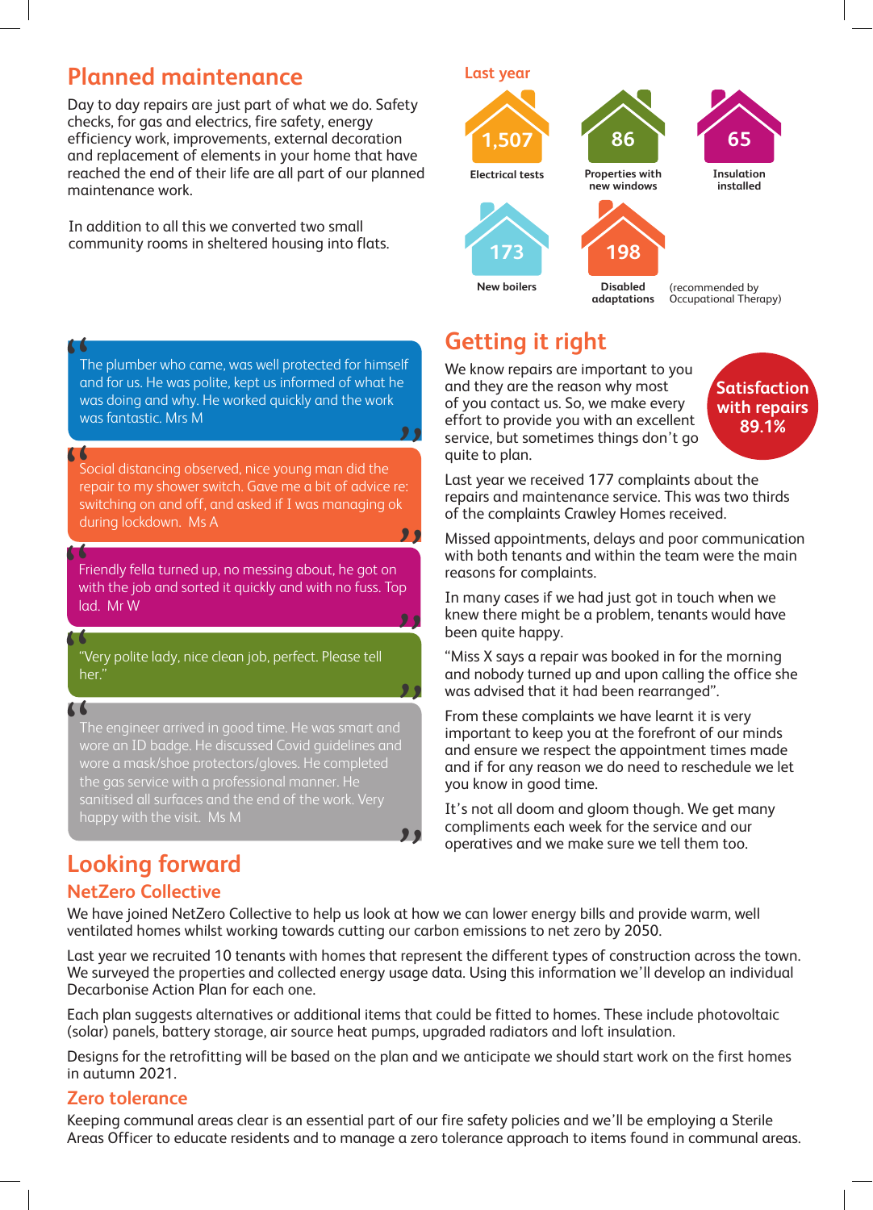## Planned maintenance

Day to day repairs are just part of what we do. Safety checks, for gas and electrics, fire safety, energy efficiency work, improvements, external decoration and replacement of elements in your home that have reached the end of their life are all part of our planned maintenance work.

In addition to all this we converted two small community rooms in sheltered housing into flats.

**Last year**

- **1,507** Electrical tests
- **86** Properties with new windows
- **65** Insulation installed
- **173** New boilers
- **198** Disabled adaptations (recommended by Occupational Therapy)

> "The plumber who came, was well protected for himself and for us. He was polite, kept us informed of what he was doing and why. He worked quickly and the work was fantastic. Mrs M"

> "Social distancing observed, nice young man did the repair to my shower switch. Gave me a bit of advice re: switching on and off, and asked if I was managing ok during lockdown. Ms A"

> "Friendly fella turned up, no messing about, he got on with the job and sorted it quickly and with no fuss. Top lad. Mr W"

> "Very polite lady, nice clean job, perfect. Please tell her."

> "The engineer arrived in good time. He was smart and wore an ID badge. He discussed Covid guidelines and wore a mask/shoe protectors/gloves. He completed the gas service with a professional manner. He sanitised all surfaces and the end of the work. Very happy with the visit. Ms M"

## Getting it right

**Satisfaction with repairs 89.1%**

We know repairs are important to you and they are the reason why most of you contact us. So, we make every effort to provide you with an excellent service, but sometimes things don't go quite to plan.

Last year we received 177 complaints about the repairs and maintenance service. This was two thirds of the complaints Crawley Homes received.

Missed appointments, delays and poor communication with both tenants and within the team were the main reasons for complaints.

In many cases if we had just got in touch when we knew there might be a problem, tenants would have been quite happy.

"Miss X says a repair was booked in for the morning and nobody turned up and upon calling the office she was advised that it had been rearranged".

From these complaints we have learnt it is very important to keep you at the forefront of our minds and ensure we respect the appointment times made and if for any reason we do need to reschedule we let you know in good time.

It's not all doom and gloom though. We get many compliments each week for the service and our operatives and we make sure we tell them too.

## Looking forward

### NetZero Collective

We have joined NetZero Collective to help us look at how we can lower energy bills and provide warm, well ventilated homes whilst working towards cutting our carbon emissions to net zero by 2050.

Last year we recruited 10 tenants with homes that represent the different types of construction across the town. We surveyed the properties and collected energy usage data. Using this information we'll develop an individual Decarbonise Action Plan for each one.

Each plan suggests alternatives or additional items that could be fitted to homes. These include photovoltaic (solar) panels, battery storage, air source heat pumps, upgraded radiators and loft insulation.

Designs for the retrofitting will be based on the plan and we anticipate we should start work on the first homes in autumn 2021.

### Zero tolerance

Keeping communal areas clear is an essential part of our fire safety policies and we'll be employing a Sterile Areas Officer to educate residents and to manage a zero tolerance approach to items found in communal areas.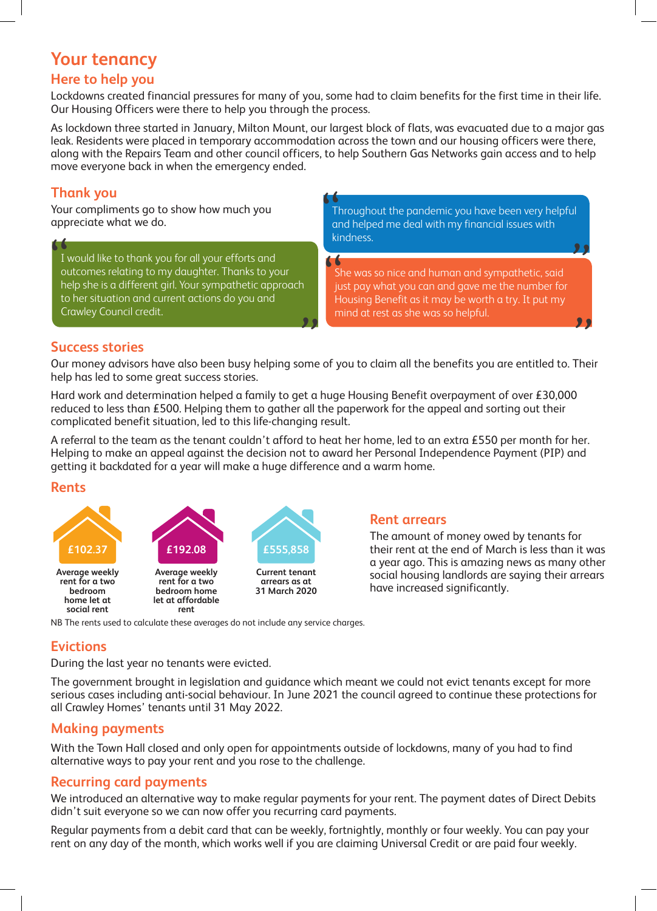# Your tenancy

## Here to help you

Lockdowns created financial pressures for many of you, some had to claim benefits for the first time in their life. Our Housing Officers were there to help you through the process.

As lockdown three started in January, Milton Mount, our largest block of flats, was evacuated due to a major gas leak. Residents were placed in temporary accommodation across the town and our housing officers were there, along with the Repairs Team and other council officers, to help Southern Gas Networks gain access and to help move everyone back in when the emergency ended.

## Thank you

Your compliments go to show how much you appreciate what we do.

> "I would like to thank you for all your efforts and outcomes relating to my daughter. Thanks to your help she is a different girl. Your sympathetic approach to her situation and current actions do you and Crawley Council credit."

> "Throughout the pandemic you have been very helpful and helped me deal with my financial issues with kindness."

> "She was so nice and human and sympathetic, said just pay what you can and gave me the number for Housing Benefit as it may be worth a try. It put my mind at rest as she was so helpful."

## Success stories

Our money advisors have also been busy helping some of you to claim all the benefits you are entitled to. Their help has led to some great success stories.

Hard work and determination helped a family to get a huge Housing Benefit overpayment of over £30,000 reduced to less than £500. Helping them to gather all the paperwork for the appeal and sorting out their complicated benefit situation, led to this life-changing result.

A referral to the team as the tenant couldn't afford to heat her home, led to an extra £550 per month for her. Helping to make an appeal against the decision not to award her Personal Independence Payment (PIP) and getting it backdated for a year will make a huge difference and a warm home.

## Rents

**£102.37**
**Average weekly rent for a two bedroom home let at social rent**

**£192.08**
**Average weekly rent for a two bedroom home let at affordable rent**

**£555,858**
**Current tenant arrears as at 31 March 2020**

NB The rents used to calculate these averages do not include any service charges.

## Rent arrears

The amount of money owed by tenants for their rent at the end of March is less than it was a year ago. This is amazing news as many other social housing landlords are saying their arrears have increased significantly.

## Evictions

During the last year no tenants were evicted.

The government brought in legislation and guidance which meant we could not evict tenants except for more serious cases including anti-social behaviour. In June 2021 the council agreed to continue these protections for all Crawley Homes' tenants until 31 May 2022.

## Making payments

With the Town Hall closed and only open for appointments outside of lockdowns, many of you had to find alternative ways to pay your rent and you rose to the challenge.

## Recurring card payments

We introduced an alternative way to make regular payments for your rent. The payment dates of Direct Debits didn't suit everyone so we can now offer you recurring card payments.

Regular payments from a debit card that can be weekly, fortnightly, monthly or four weekly. You can pay your rent on any day of the month, which works well if you are claiming Universal Credit or are paid four weekly.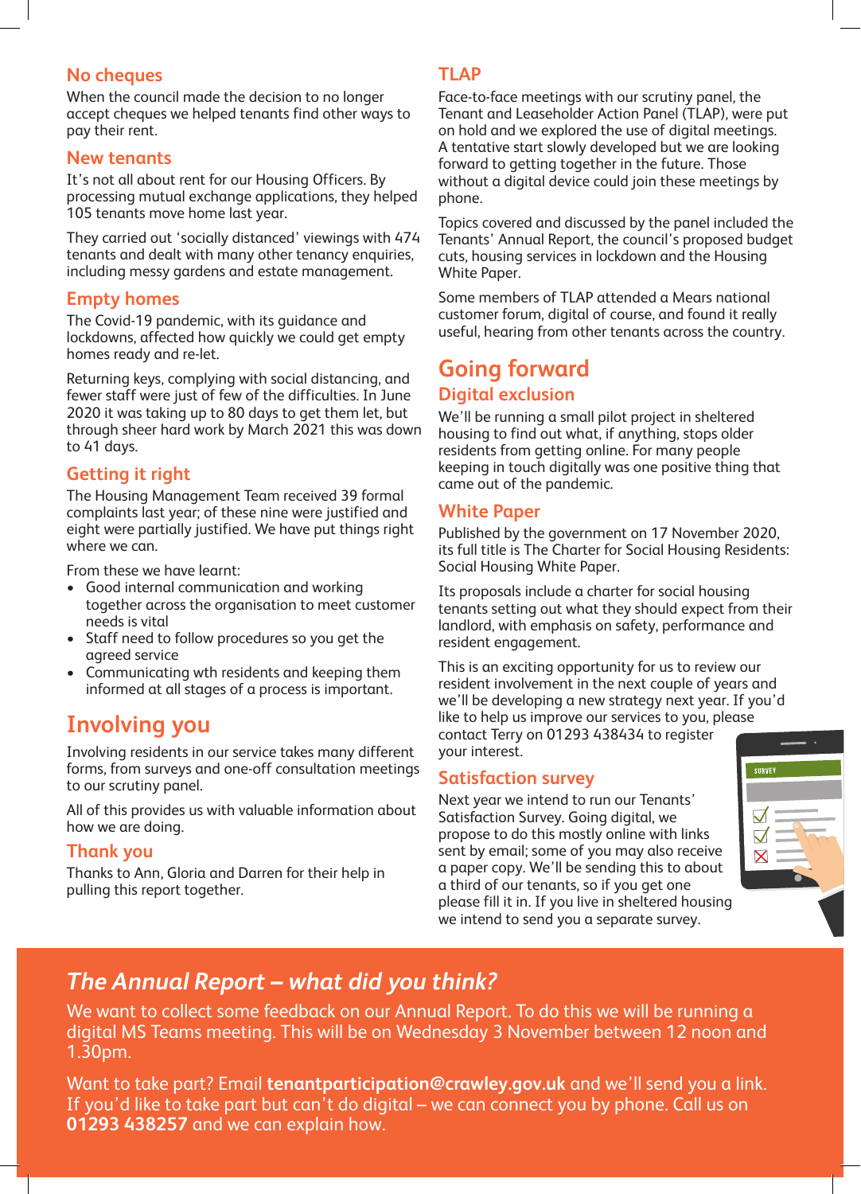## No cheques

When the council made the decision to no longer accept cheques we helped tenants find other ways to pay their rent.

## New tenants

It's not all about rent for our Housing Officers. By processing mutual exchange applications, they helped 105 tenants move home last year.

They carried out 'socially distanced' viewings with 474 tenants and dealt with many other tenancy enquiries, including messy gardens and estate management.

## Empty homes

The Covid-19 pandemic, with its guidance and lockdowns, affected how quickly we could get empty homes ready and re-let.

Returning keys, complying with social distancing, and fewer staff were just of few of the difficulties. In June 2020 it was taking up to 80 days to get them let, but through sheer hard work by March 2021 this was down to 41 days.

## Getting it right

The Housing Management Team received 39 formal complaints last year; of these nine were justified and eight were partially justified. We have put things right where we can.

From these we have learnt:

- Good internal communication and working together across the organisation to meet customer needs is vital
- Staff need to follow procedures so you get the agreed service
- Communicating wth residents and keeping them informed at all stages of a process is important.

# Involving you

Involving residents in our service takes many different forms, from surveys and one-off consultation meetings to our scrutiny panel.

All of this provides us with valuable information about how we are doing.

## Thank you

Thanks to Ann, Gloria and Darren for their help in pulling this report together.

## TLAP

Face-to-face meetings with our scrutiny panel, the Tenant and Leaseholder Action Panel (TLAP), were put on hold and we explored the use of digital meetings. A tentative start slowly developed but we are looking forward to getting together in the future. Those without a digital device could join these meetings by phone.

Topics covered and discussed by the panel included the Tenants' Annual Report, the council's proposed budget cuts, housing services in lockdown and the Housing White Paper.

Some members of TLAP attended a Mears national customer forum, digital of course, and found it really useful, hearing from other tenants across the country.

# Going forward

## Digital exclusion

We'll be running a small pilot project in sheltered housing to find out what, if anything, stops older residents from getting online. For many people keeping in touch digitally was one positive thing that came out of the pandemic.

## White Paper

Published by the government on 17 November 2020, its full title is The Charter for Social Housing Residents: Social Housing White Paper.

Its proposals include a charter for social housing tenants setting out what they should expect from their landlord, with emphasis on safety, performance and resident engagement.

This is an exciting opportunity for us to review our resident involvement in the next couple of years and we'll be developing a new strategy next year. If you'd like to help us improve our services to you, please contact Terry on 01293 438434 to register your interest.

## Satisfaction survey

Next year we intend to run our Tenants' Satisfaction Survey. Going digital, we propose to do this mostly online with links sent by email; some of you may also receive a paper copy. We'll be sending this to about a third of our tenants, so if you get one please fill it in. If you live in sheltered housing we intend to send you a separate survey.

## *The Annual Report – what did you think?*

We want to collect some feedback on our Annual Report. To do this we will be running a digital MS Teams meeting. This will be on Wednesday 3 November between 12 noon and 1.30pm.

Want to take part? Email **tenantparticipation@crawley.gov.uk** and we'll send you a link. If you'd like to take part but can't do digital – we can connect you by phone. Call us on **01293 438257** and we can explain how.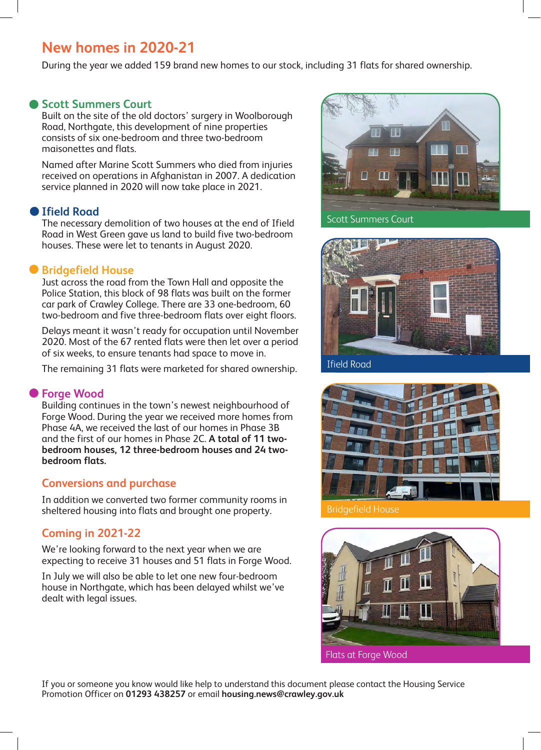## New homes in 2020-21

During the year we added 159 brand new homes to our stock, including 31 flats for shared ownership.

### Scott Summers Court

Built on the site of the old doctors' surgery in Woolborough Road, Northgate, this development of nine properties consists of six one-bedroom and three two-bedroom maisonettes and flats.

Named after Marine Scott Summers who died from injuries received on operations in Afghanistan in 2007. A dedication service planned in 2020 will now take place in 2021.

### Ifield Road

The necessary demolition of two houses at the end of Ifield Road in West Green gave us land to build five two-bedroom houses. These were let to tenants in August 2020.

### Bridgefield House

Just across the road from the Town Hall and opposite the Police Station, this block of 98 flats was built on the former car park of Crawley College. There are 33 one-bedroom, 60 two-bedroom and five three-bedroom flats over eight floors.

Delays meant it wasn't ready for occupation until November 2020. Most of the 67 rented flats were then let over a period of six weeks, to ensure tenants had space to move in.

The remaining 31 flats were marketed for shared ownership.

### Forge Wood

Building continues in the town's newest neighbourhood of Forge Wood. During the year we received more homes from Phase 4A, we received the last of our homes in Phase 3B and the first of our homes in Phase 2C. **A total of 11 two-bedroom houses, 12 three-bedroom houses and 24 two-bedroom flats.**

### Conversions and purchase

In addition we converted two former community rooms in sheltered housing into flats and brought one property.

### Coming in 2021-22

We're looking forward to the next year when we are expecting to receive 31 houses and 51 flats in Forge Wood.

In July we will also be able to let one new four-bedroom house in Northgate, which has been delayed whilst we've dealt with legal issues.

Scott Summers Court

Ifield Road

Bridgefield House

Flats at Forge Wood

If you or someone you know would like help to understand this document please contact the Housing Service Promotion Officer on **01293 438257** or email **housing.news@crawley.gov.uk**